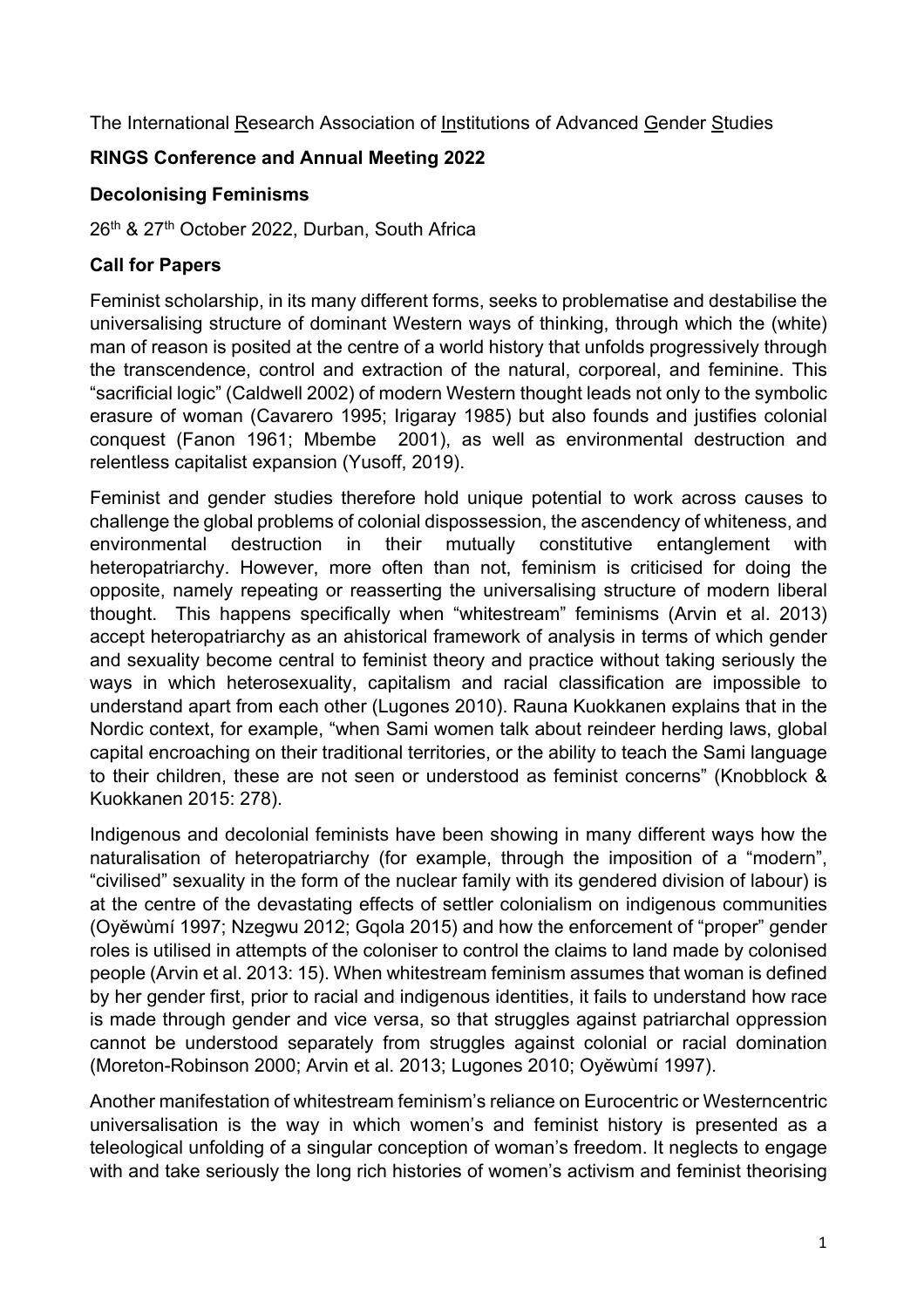The International Research Association of Institutions of Advanced Gender Studies

**RINGS Conference and Annual Meeting 2022**

**Decolonising Feminisms**

26th & 27th October 2022, Durban, South Africa

**Call for Papers**

Feminist scholarship, in its many different forms, seeks to problematise and destabilise the universalising structure of dominant Western ways of thinking, through which the (white) man of reason is posited at the centre of a world history that unfolds progressively through the transcendence, control and extraction of the natural, corporeal, and feminine. This "sacrificial logic" (Caldwell 2002) of modern Western thought leads not only to the symbolic erasure of woman (Cavarero 1995; Irigaray 1985) but also founds and justifies colonial conquest (Fanon 1961; Mbembe 2001), as well as environmental destruction and relentless capitalist expansion (Yusoff, 2019).

Feminist and gender studies therefore hold unique potential to work across causes to challenge the global problems of colonial dispossession, the ascendency of whiteness, and environmental destruction in their mutually constitutive entanglement with heteropatriarchy. However, more often than not, feminism is criticised for doing the opposite, namely repeating or reasserting the universalising structure of modern liberal thought. This happens specifically when "whitestream" feminisms (Arvin et al. 2013) accept heteropatriarchy as an ahistorical framework of analysis in terms of which gender and sexuality become central to feminist theory and practice without taking seriously the ways in which heterosexuality, capitalism and racial classification are impossible to understand apart from each other (Lugones 2010). Rauna Kuokkanen explains that in the Nordic context, for example, "when Sami women talk about reindeer herding laws, global capital encroaching on their traditional territories, or the ability to teach the Sami language to their children, these are not seen or understood as feminist concerns" (Knobblock & Kuokkanen 2015: 278).

Indigenous and decolonial feminists have been showing in many different ways how the naturalisation of heteropatriarchy (for example, through the imposition of a "modern", "civilised" sexuality in the form of the nuclear family with its gendered division of labour) is at the centre of the devastating effects of settler colonialism on indigenous communities (Oyěwùmí 1997; Nzegwu 2012; Gqola 2015) and how the enforcement of "proper" gender roles is utilised in attempts of the coloniser to control the claims to land made by colonised people (Arvin et al. 2013: 15). When whitestream feminism assumes that woman is defined by her gender first, prior to racial and indigenous identities, it fails to understand how race is made through gender and vice versa, so that struggles against patriarchal oppression cannot be understood separately from struggles against colonial or racial domination (Moreton-Robinson 2000; Arvin et al. 2013; Lugones 2010; Oyěwùmí 1997).

Another manifestation of whitestream feminism's reliance on Eurocentric or Westerncentric universalisation is the way in which women's and feminist history is presented as a teleological unfolding of a singular conception of woman's freedom. It neglects to engage with and take seriously the long rich histories of women's activism and feminist theorising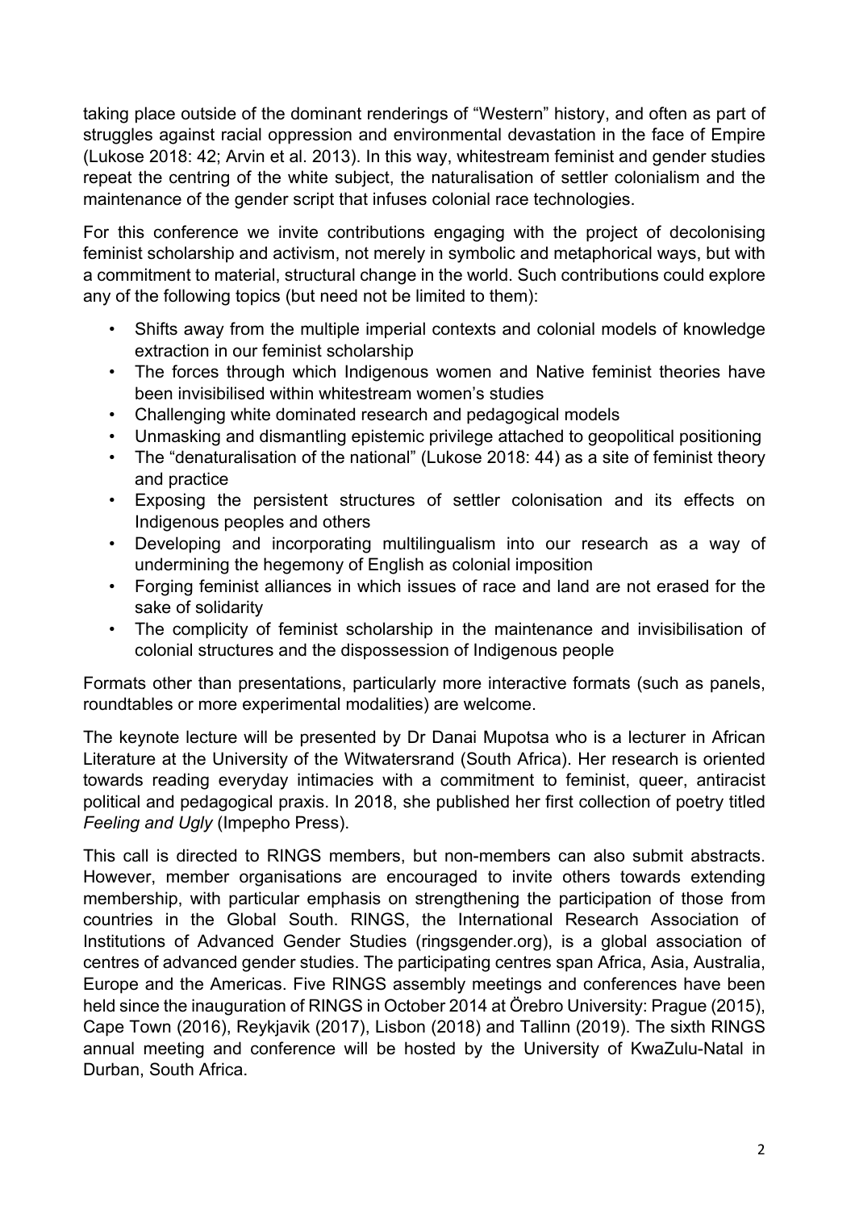taking place outside of the dominant renderings of "Western" history, and often as part of struggles against racial oppression and environmental devastation in the face of Empire (Lukose 2018: 42; Arvin et al. 2013). In this way, whitestream feminist and gender studies repeat the centring of the white subject, the naturalisation of settler colonialism and the maintenance of the gender script that infuses colonial race technologies.

For this conference we invite contributions engaging with the project of decolonising feminist scholarship and activism, not merely in symbolic and metaphorical ways, but with a commitment to material, structural change in the world. Such contributions could explore any of the following topics (but need not be limited to them):

- Shifts away from the multiple imperial contexts and colonial models of knowledge extraction in our feminist scholarship
- The forces through which Indigenous women and Native feminist theories have been invisibilised within whitestream women's studies
- Challenging white dominated research and pedagogical models
- Unmasking and dismantling epistemic privilege attached to geopolitical positioning
- The "denaturalisation of the national" (Lukose 2018: 44) as a site of feminist theory and practice
- Exposing the persistent structures of settler colonisation and its effects on Indigenous peoples and others
- Developing and incorporating multilingualism into our research as a way of undermining the hegemony of English as colonial imposition
- Forging feminist alliances in which issues of race and land are not erased for the sake of solidarity
- The complicity of feminist scholarship in the maintenance and invisibilisation of colonial structures and the dispossession of Indigenous people

Formats other than presentations, particularly more interactive formats (such as panels, roundtables or more experimental modalities) are welcome.

The keynote lecture will be presented by Dr Danai Mupotsa who is a lecturer in African Literature at the University of the Witwatersrand (South Africa). Her research is oriented towards reading everyday intimacies with a commitment to feminist, queer, antiracist political and pedagogical praxis. In 2018, she published her first collection of poetry titled *Feeling and Ugly* (Impepho Press).

This call is directed to RINGS members, but non-members can also submit abstracts. However, member organisations are encouraged to invite others towards extending membership, with particular emphasis on strengthening the participation of those from countries in the Global South. RINGS, the International Research Association of Institutions of Advanced Gender Studies (ringsgender.org), is a global association of centres of advanced gender studies. The participating centres span Africa, Asia, Australia, Europe and the Americas. Five RINGS assembly meetings and conferences have been held since the inauguration of RINGS in October 2014 at Örebro University: Prague (2015), Cape Town (2016), Reykjavik (2017), Lisbon (2018) and Tallinn (2019). The sixth RINGS annual meeting and conference will be hosted by the University of KwaZulu-Natal in Durban, South Africa.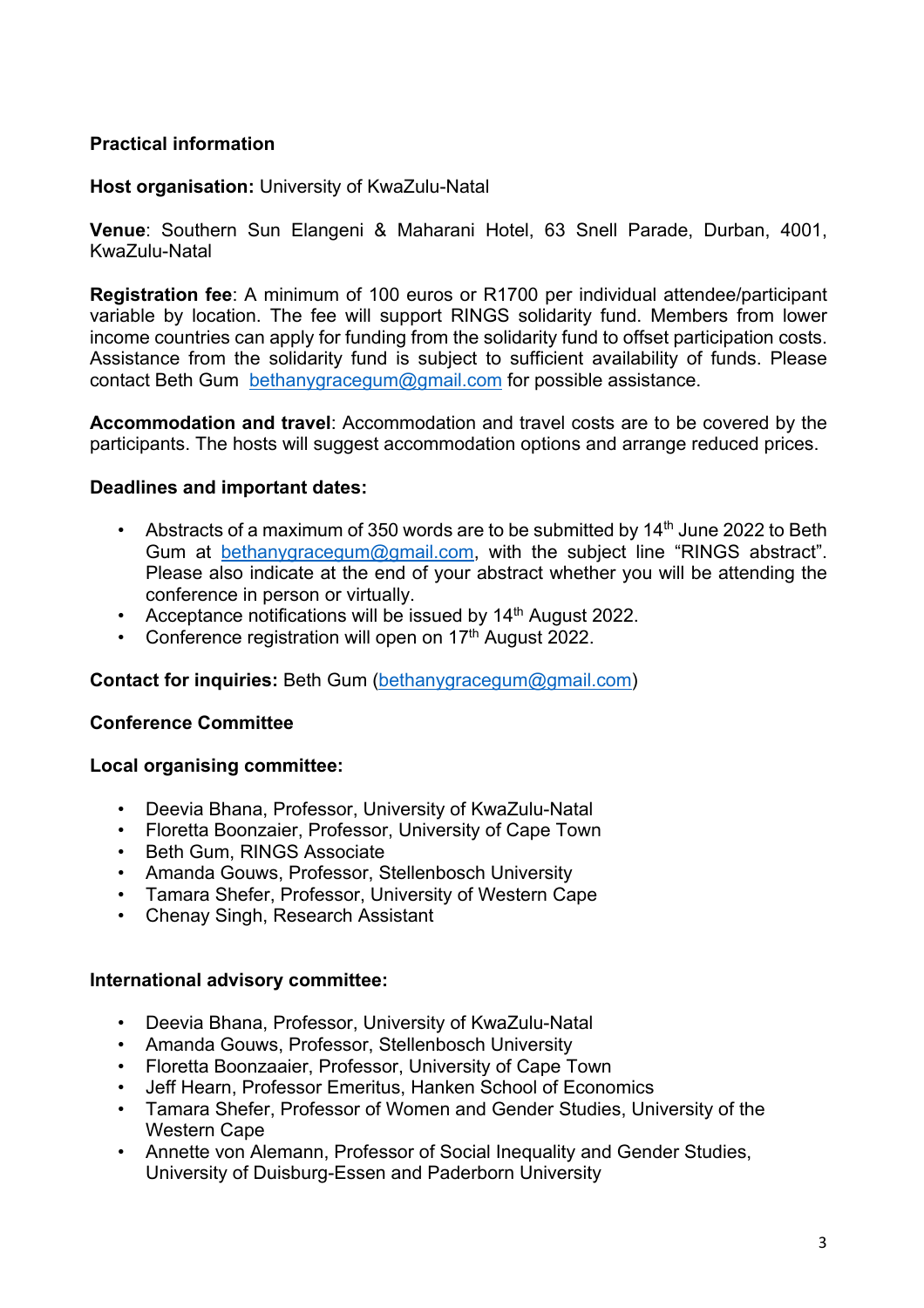**Practical information**

**Host organisation:** University of KwaZulu-Natal

**Venue**: Southern Sun Elangeni & Maharani Hotel, 63 Snell Parade, Durban, 4001, KwaZulu-Natal

**Registration fee**: A minimum of 100 euros or R1700 per individual attendee/participant variable by location. The fee will support RINGS solidarity fund. Members from lower income countries can apply for funding from the solidarity fund to offset participation costs. Assistance from the solidarity fund is subject to sufficient availability of funds. Please contact Beth Gum [bethanygracegum@gmail.com](mailto:bethanygracegum@gmail.com) for possible assistance.

**Accommodation and travel**: Accommodation and travel costs are to be covered by the participants. The hosts will suggest accommodation options and arrange reduced prices.

**Deadlines and important dates:**

- Abstracts of a maximum of 350 words are to be submitted by 14th June 2022 to Beth Gum at [bethanygracegum@gmail.com](mailto:bethanygracegum@gmail.com), with the subject line "RINGS abstract". Please also indicate at the end of your abstract whether you will be attending the conference in person or virtually.
- Acceptance notifications will be issued by 14th August 2022.
- Conference registration will open on 17th August 2022.

**Contact for inquiries:** Beth Gum ([bethanygracegum@gmail.com](mailto:bethanygracegum@gmail.com))

**Conference Committee**

**Local organising committee:**

- Deevia Bhana, Professor, University of KwaZulu-Natal
- Floretta Boonzaier, Professor, University of Cape Town
- Beth Gum, RINGS Associate
- Amanda Gouws, Professor, Stellenbosch University
- Tamara Shefer, Professor, University of Western Cape
- Chenay Singh, Research Assistant

**International advisory committee:**

- Deevia Bhana, Professor, University of KwaZulu-Natal
- Amanda Gouws, Professor, Stellenbosch University
- Floretta Boonzaaier, Professor, University of Cape Town
- Jeff Hearn, Professor Emeritus, Hanken School of Economics
- Tamara Shefer, Professor of Women and Gender Studies, University of the Western Cape
- Annette von Alemann, Professor of Social Inequality and Gender Studies, University of Duisburg-Essen and Paderborn University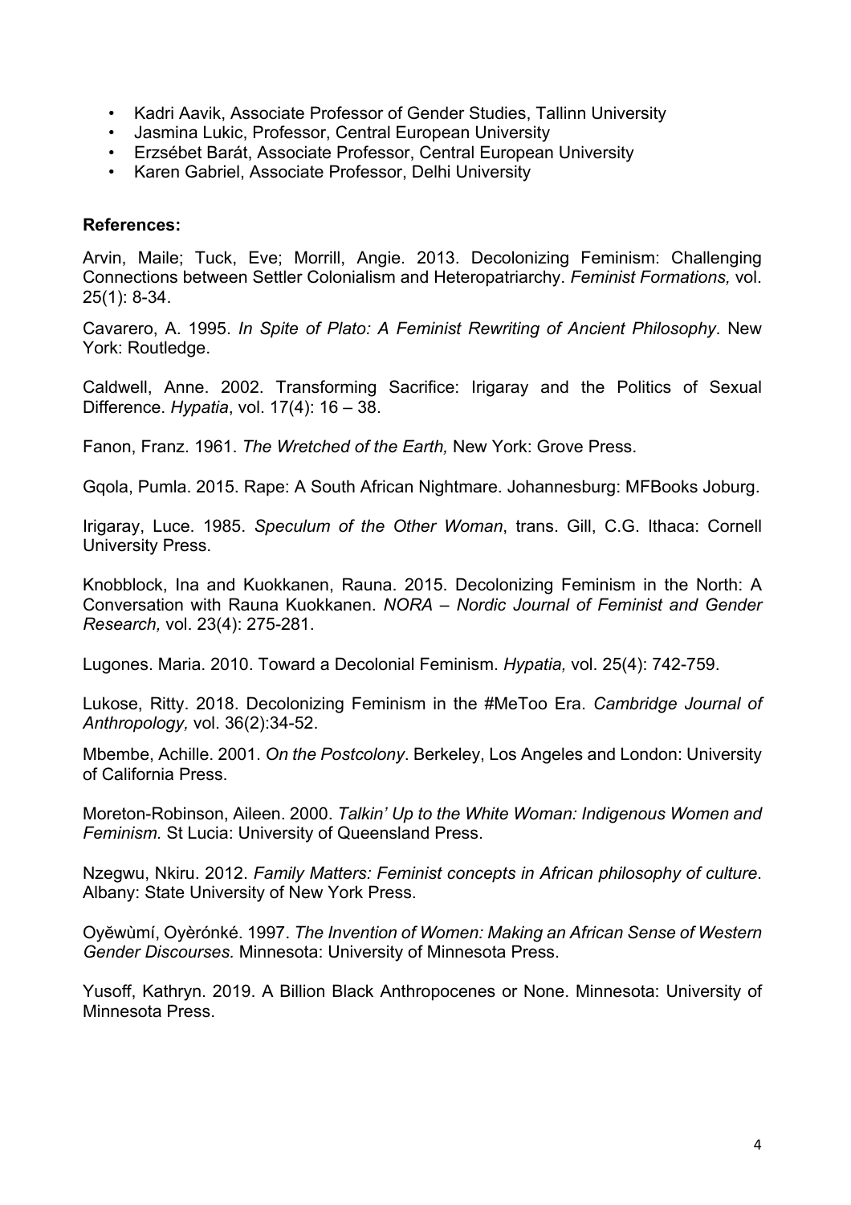- Kadri Aavik, Associate Professor of Gender Studies, Tallinn University
- Jasmina Lukic, Professor, Central European University
- Erzsébet Barát, Associate Professor, Central European University
- Karen Gabriel, Associate Professor, Delhi University

**References:**

Arvin, Maile; Tuck, Eve; Morrill, Angie. 2013. Decolonizing Feminism: Challenging Connections between Settler Colonialism and Heteropatriarchy. *Feminist Formations,* vol. 25(1): 8-34.

Cavarero, A. 1995. *In Spite of Plato: A Feminist Rewriting of Ancient Philosophy*. New York: Routledge.

Caldwell, Anne. 2002. Transforming Sacrifice: Irigaray and the Politics of Sexual Difference. *Hypatia*, vol. 17(4): 16 – 38.

Fanon, Franz. 1961. *The Wretched of the Earth,* New York: Grove Press.

Gqola, Pumla. 2015. Rape: A South African Nightmare. Johannesburg: MFBooks Joburg.

Irigaray, Luce. 1985. *Speculum of the Other Woman*, trans. Gill, C.G. Ithaca: Cornell University Press.

Knobblock, Ina and Kuokkanen, Rauna. 2015. Decolonizing Feminism in the North: A Conversation with Rauna Kuokkanen. *NORA – Nordic Journal of Feminist and Gender Research,* vol. 23(4): 275-281.

Lugones. Maria. 2010. Toward a Decolonial Feminism. *Hypatia,* vol. 25(4): 742-759.

Lukose, Ritty. 2018. Decolonizing Feminism in the #MeToo Era. *Cambridge Journal of Anthropology,* vol. 36(2):34-52.

Mbembe, Achille. 2001. *On the Postcolony*. Berkeley, Los Angeles and London: University of California Press.

Moreton-Robinson, Aileen. 2000. *Talkin' Up to the White Woman: Indigenous Women and Feminism.* St Lucia: University of Queensland Press.

Nzegwu, Nkiru. 2012. *Family Matters: Feminist concepts in African philosophy of culture*. Albany: State University of New York Press.

Oyĕwùmí, Oyèrónké. 1997. *The Invention of Women: Making an African Sense of Western Gender Discourses.* Minnesota: University of Minnesota Press.

Yusoff, Kathryn. 2019. A Billion Black Anthropocenes or None. Minnesota: University of Minnesota Press.